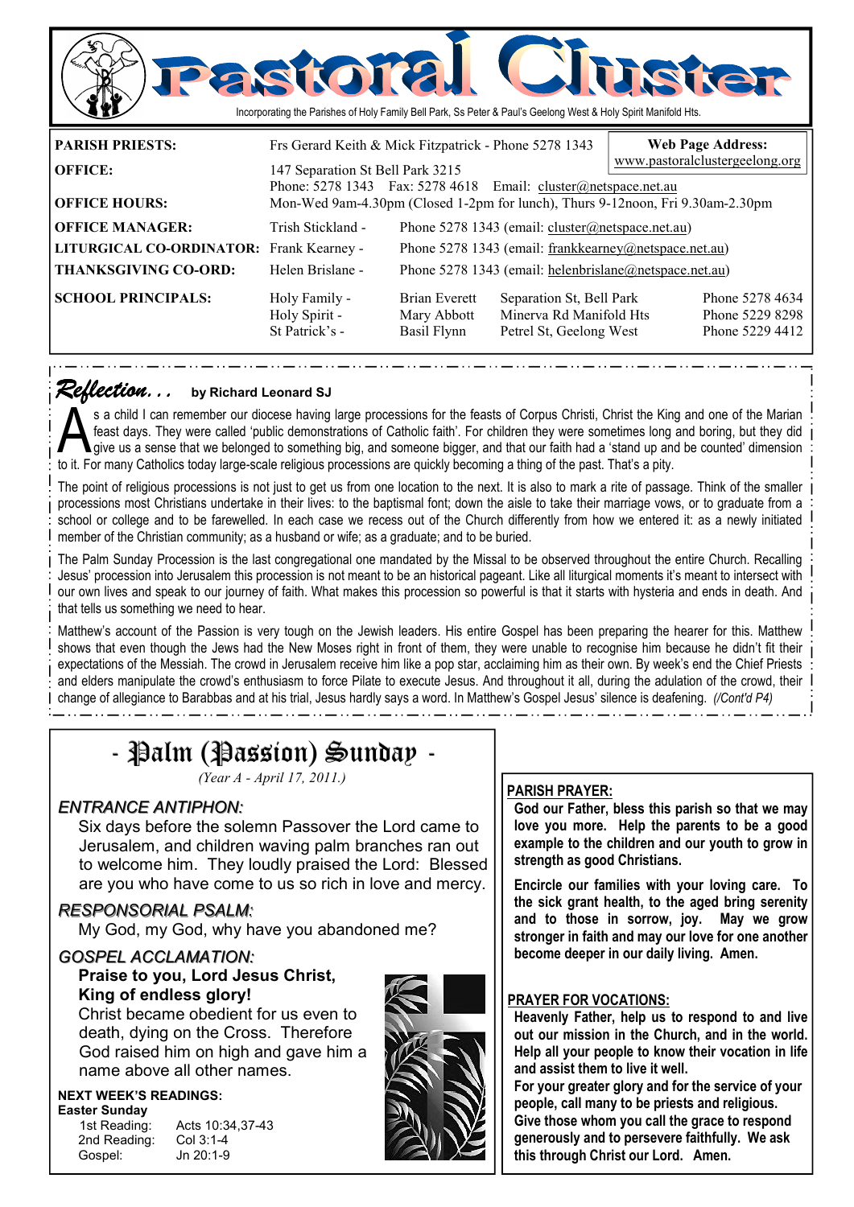# Pastoral Cluster

Incorporating the Parishes of Holy Family Bell Park, Ss Peter & Paul's Geelong West & Holy Spirit Manifold Hts.

**Web Page Address:** www.pastoralclustergeelong.org

| | | | |
|---|---|---|---|
| **PARISH PRIESTS:** | Frs Gerard Keith & Mick Fitzpatrick - Phone 5278 1343 | | |
| **OFFICE:** | 147 Separation St Bell Park 3215<br>Phone: 5278 1343 Fax: 5278 4618 Email: cluster@netspace.net.au | | |
| **OFFICE HOURS:** | Mon-Wed 9am-4.30pm (Closed 1-2pm for lunch), Thurs 9-12noon, Fri 9.30am-2.30pm | | |
| **OFFICE MANAGER:** | Trish Stickland - | Phone 5278 1343 (email: cluster@netspace.net.au) | |
| **LITURGICAL CO-ORDINATOR:** | Frank Kearney - | Phone 5278 1343 (email: frankkearney@netspace.net.au) | |
| **THANKSGIVING CO-ORD:** | Helen Brislane - | Phone 5278 1343 (email: helenbrislane@netspace.net.au) | |

| **SCHOOL PRINCIPALS:** | | | |
|---|---|---|---|
| Holy Family - | Brian Everett | Separation St, Bell Park | Phone 5278 4634 |
| Holy Spirit - | Mary Abbott | Minerva Rd Manifold Hts | Phone 5229 8298 |
| St Patrick's - | Basil Flynn | Petrel St, Geelong West | Phone 5229 4412 |

## *Reflection. . .* by Richard Leonard SJ

As a child I can remember our diocese having large processions for the feasts of Corpus Christi, Christ the King and one of the Marian feast days. They were called 'public demonstrations of Catholic faith'. For children they were sometimes long and boring, but they did give us a sense that we belonged to something big, and someone bigger, and that our faith had a 'stand up and be counted' dimension to it. For many Catholics today large-scale religious processions are quickly becoming a thing of the past. That's a pity.

The point of religious processions is not just to get us from one location to the next. It is also to mark a rite of passage. Think of the smaller processions most Christians undertake in their lives: to the baptismal font; down the aisle to take their marriage vows, or to graduate from a school or college and to be farewelled. In each case we recess out of the Church differently from how we entered it: as a newly initiated member of the Christian community; as a husband or wife; as a graduate; and to be buried.

The Palm Sunday Procession is the last congregational one mandated by the Missal to be observed throughout the entire Church. Recalling Jesus' procession into Jerusalem this procession is not meant to be an historical pageant. Like all liturgical moments it's meant to intersect with our own lives and speak to our journey of faith. What makes this procession so powerful is that it starts with hysteria and ends in death. And that tells us something we need to hear.

Matthew's account of the Passion is very tough on the Jewish leaders. His entire Gospel has been preparing the hearer for this. Matthew shows that even though the Jews had the New Moses right in front of them, they were unable to recognise him because he didn't fit their expectations of the Messiah. The crowd in Jerusalem receive him like a pop star, acclaiming him as their own. By week's end the Chief Priests and elders manipulate the crowd's enthusiasm to force Pilate to execute Jesus. And throughout it all, during the adulation of the crowd, their change of allegiance to Barabbas and at his trial, Jesus hardly says a word. In Matthew's Gospel Jesus' silence is deafening. *(/Cont'd P4)*

## - Palm (Passion) Sunday -

*(Year A - April 17, 2011.)*

### *ENTRANCE ANTIPHON:*

Six days before the solemn Passover the Lord came to Jerusalem, and children waving palm branches ran out to welcome him. They loudly praised the Lord: Blessed are you who have come to us so rich in love and mercy.

### *RESPONSORIAL PSALM:*

My God, my God, why have you abandoned me?

### *GOSPEL ACCLAMATION:*

**Praise to you, Lord Jesus Christ, King of endless glory!**
Christ became obedient for us even to death, dying on the Cross. Therefore God raised him on high and gave him a name above all other names.

**NEXT WEEK'S READINGS:**
**Easter Sunday**

| | |
|---|---|
| 1st Reading: | Acts 10:34,37-43 |
| 2nd Reading: | Col 3:1-4 |
| Gospel: | Jn 20:1-9 |

### PARISH PRAYER:

**God our Father, bless this parish so that we may love you more. Help the parents to be a good example to the children and our youth to grow in strength as good Christians.**

**Encircle our families with your loving care. To the sick grant health, to the aged bring serenity and to those in sorrow, joy. May we grow stronger in faith and may our love for one another become deeper in our daily living. Amen.**

### PRAYER FOR VOCATIONS:

**Heavenly Father, help us to respond to and live out our mission in the Church, and in the world. Help all your people to know their vocation in life and assist them to live it well.**
**For your greater glory and for the service of your people, call many to be priests and religious. Give those whom you call the grace to respond generously and to persevere faithfully. We ask this through Christ our Lord. Amen.**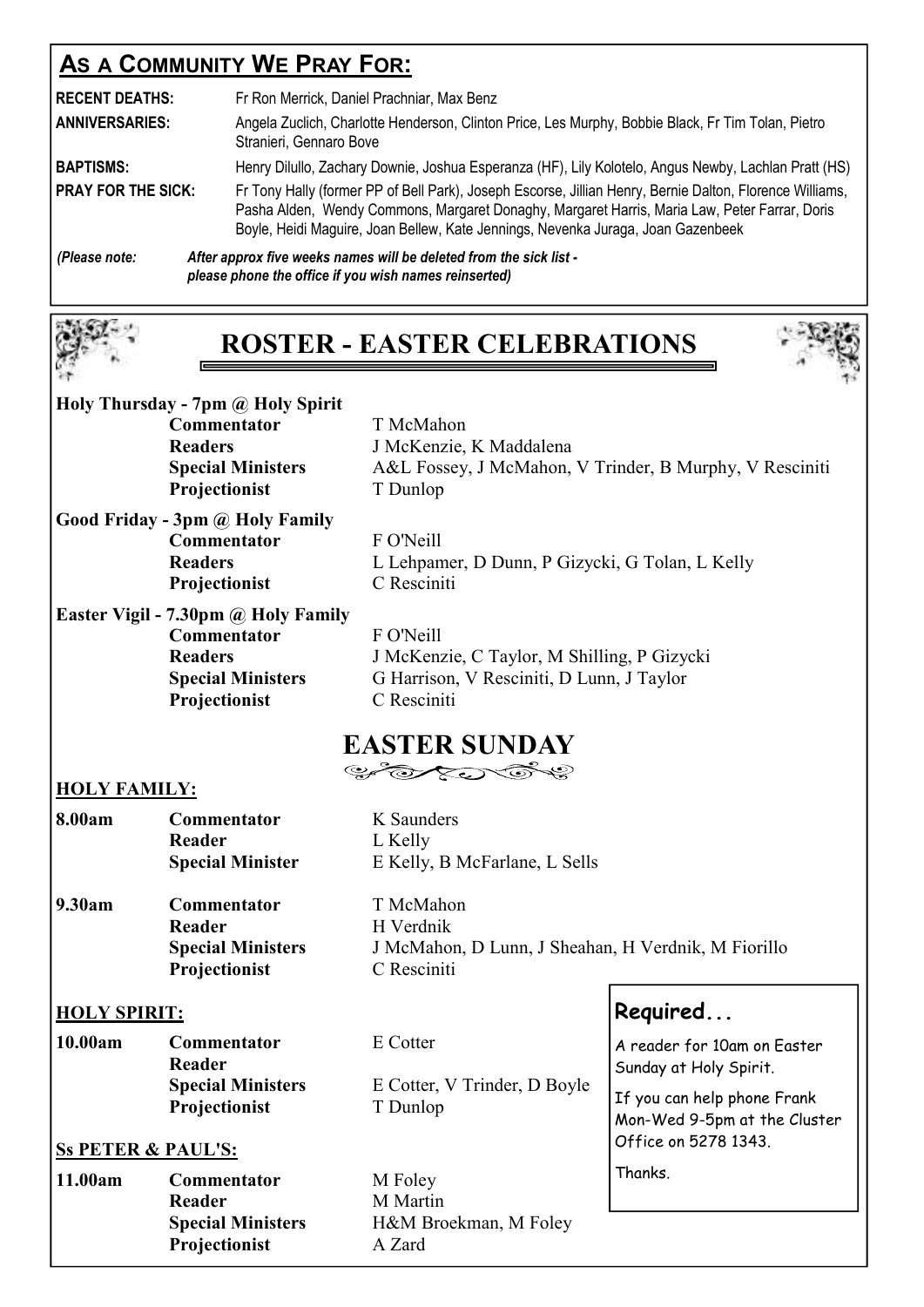## As a Community We Pray For:

**RECENT DEATHS:** Fr Ron Merrick, Daniel Prachniar, Max Benz

**ANNIVERSARIES:** Angela Zuclich, Charlotte Henderson, Clinton Price, Les Murphy, Bobbie Black, Fr Tim Tolan, Pietro Stranieri, Gennaro Bove

**BAPTISMS:** Henry Dilullo, Zachary Downie, Joshua Esperanza (HF), Lily Kolotelo, Angus Newby, Lachlan Pratt (HS)

**PRAY FOR THE SICK:** Fr Tony Hally (former PP of Bell Park), Joseph Escorse, Jillian Henry, Bernie Dalton, Florence Williams, Pasha Alden, Wendy Commons, Margaret Donaghy, Margaret Harris, Maria Law, Peter Farrar, Doris Boyle, Heidi Maguire, Joan Bellew, Kate Jennings, Nevenka Juraga, Joan Gazenbeek

*(Please note: After approx five weeks names will be deleted from the sick list - please phone the office if you wish names reinserted)*

# ROSTER - EASTER CELEBRATIONS

**Holy Thursday - 7pm @ Holy Spirit**

- **Commentator** T McMahon
- **Readers** J McKenzie, K Maddalena
- **Special Ministers** A&L Fossey, J McMahon, V Trinder, B Murphy, V Resciniti
- **Projectionist** T Dunlop

**Good Friday - 3pm @ Holy Family**

- **Commentator** F O'Neill
- **Readers** L Lehpamer, D Dunn, P Gizycki, G Tolan, L Kelly
- **Projectionist** C Resciniti

**Easter Vigil - 7.30pm @ Holy Family**

- **Commentator** F O'Neill
- **Readers** J McKenzie, C Taylor, M Shilling, P Gizycki
- **Special Ministers** G Harrison, V Resciniti, D Lunn, J Taylor
- **Projectionist** C Resciniti

# EASTER SUNDAY

**HOLY FAMILY:**

**8.00am**
- **Commentator** K Saunders
- **Reader** L Kelly
- **Special Minister** E Kelly, B McFarlane, L Sells

**9.30am**
- **Commentator** T McMahon
- **Reader** H Verdnik
- **Special Ministers** J McMahon, D Lunn, J Sheahan, H Verdnik, M Fiorillo
- **Projectionist** C Resciniti

**HOLY SPIRIT:**

**10.00am**
- **Commentator** E Cotter
- **Reader**
- **Special Ministers** E Cotter, V Trinder, D Boyle
- **Projectionist** T Dunlop

**Ss PETER & PAUL'S:**

**11.00am**
- **Commentator** M Foley
- **Reader** M Martin
- **Special Ministers** H&M Broekman, M Foley
- **Projectionist** A Zard

**Required...**

A reader for 10am on Easter Sunday at Holy Spirit.

If you can help phone Frank Mon-Wed 9-5pm at the Cluster Office on 5278 1343.

Thanks.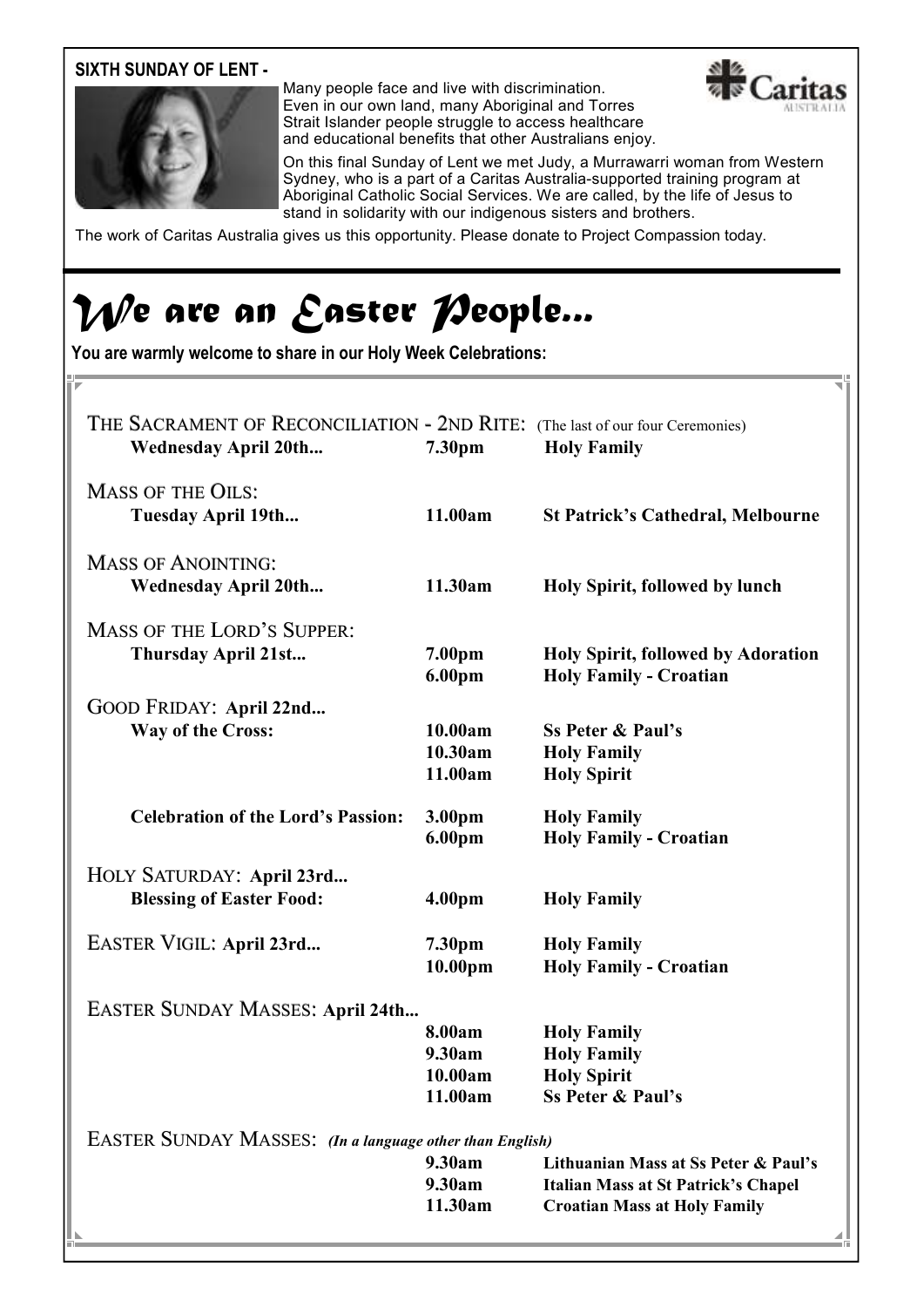**SIXTH SUNDAY OF LENT -**

Many people face and live with discrimination. Even in our own land, many Aboriginal and Torres Strait Islander people struggle to access healthcare and educational benefits that other Australians enjoy.

On this final Sunday of Lent we met Judy, a Murrawarri woman from Western Sydney, who is a part of a Caritas Australia-supported training program at Aboriginal Catholic Social Services. We are called, by the life of Jesus to stand in solidarity with our indigenous sisters and brothers.

The work of Caritas Australia gives us this opportunity. Please donate to Project Compassion today.

# We are an Easter People...

**You are warmly welcome to share in our Holy Week Celebrations:**

THE SACRAMENT OF RECONCILIATION - 2ND RITE: (The last of our four Ceremonies)

| | | |
|---|---|---|
| **Wednesday April 20th...** | **7.30pm** | **Holy Family** |

MASS OF THE OILS:

| | | |
|---|---|---|
| **Tuesday April 19th...** | **11.00am** | **St Patrick's Cathedral, Melbourne** |

MASS OF ANOINTING:

| | | |
|---|---|---|
| **Wednesday April 20th...** | **11.30am** | **Holy Spirit, followed by lunch** |

MASS OF THE LORD'S SUPPER:

| | | |
|---|---|---|
| **Thursday April 21st...** | **7.00pm** | **Holy Spirit, followed by Adoration** |
| | **6.00pm** | **Holy Family - Croatian** |

GOOD FRIDAY: **April 22nd...**

| | | |
|---|---|---|
| **Way of the Cross:** | **10.00am** | **Ss Peter & Paul's** |
| | **10.30am** | **Holy Family** |
| | **11.00am** | **Holy Spirit** |
| **Celebration of the Lord's Passion:** | **3.00pm** | **Holy Family** |
| | **6.00pm** | **Holy Family - Croatian** |

HOLY SATURDAY: **April 23rd...**

| | | |
|---|---|---|
| **Blessing of Easter Food:** | **4.00pm** | **Holy Family** |

EASTER VIGIL: **April 23rd...**

| | | |
|---|---|---|
| | **7.30pm** | **Holy Family** |
| | **10.00pm** | **Holy Family - Croatian** |

EASTER SUNDAY MASSES: **April 24th...**

| | | |
|---|---|---|
| | **8.00am** | **Holy Family** |
| | **9.30am** | **Holy Family** |
| | **10.00am** | **Holy Spirit** |
| | **11.00am** | **Ss Peter & Paul's** |

EASTER SUNDAY MASSES: *(In a language other than English)*

| | | |
|---|---|---|
| | **9.30am** | **Lithuanian Mass at Ss Peter & Paul's** |
| | **9.30am** | **Italian Mass at St Patrick's Chapel** |
| | **11.30am** | **Croatian Mass at Holy Family** |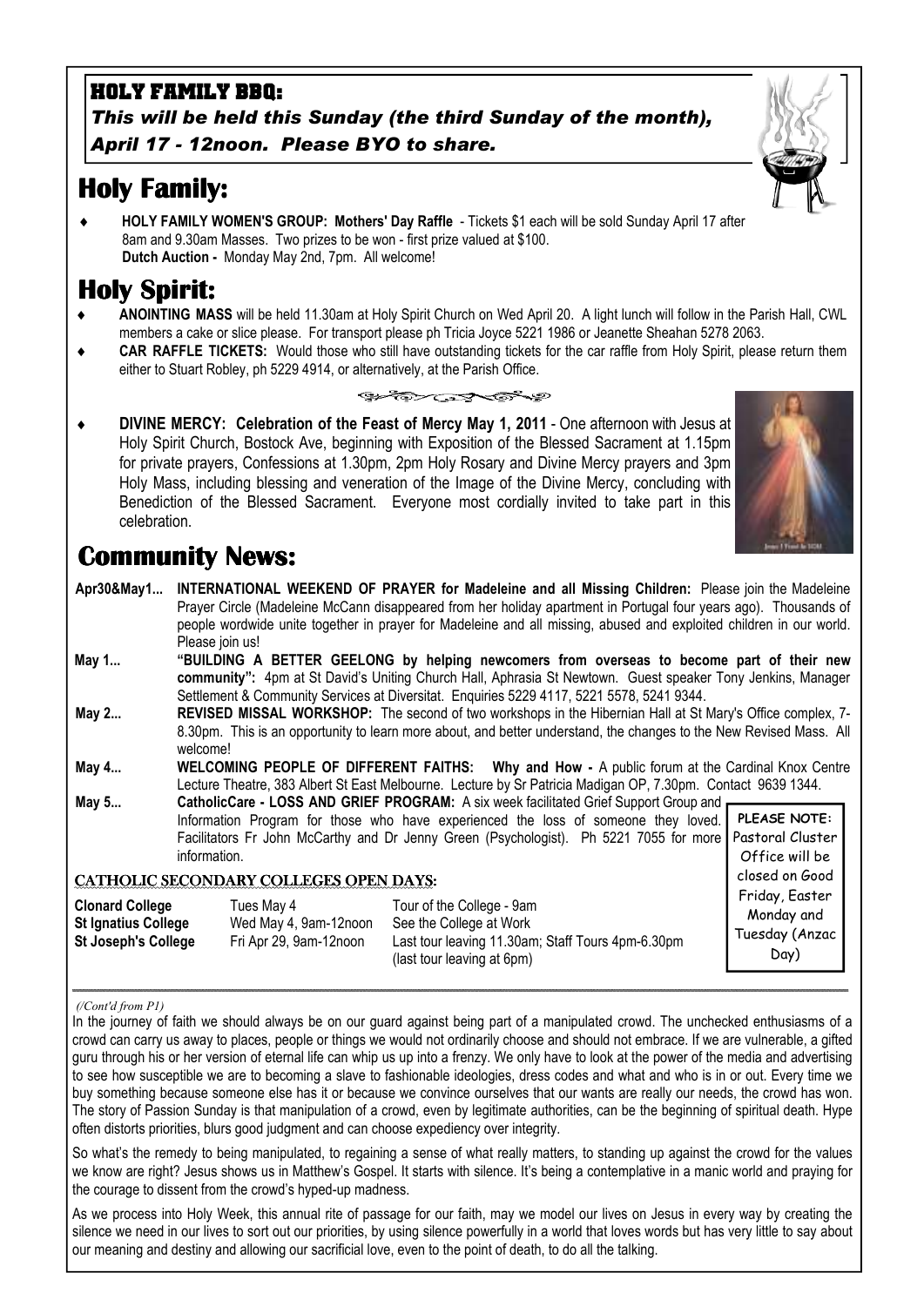## HOLY FAMILY BBQ:

*This will be held this Sunday (the third Sunday of the month), April 17 - 12noon. Please BYO to share.*

## Holy Family:

- **HOLY FAMILY WOMEN'S GROUP: Mothers' Day Raffle** - Tickets $1 each will be sold Sunday April 17 after 8am and 9.30am Masses. Two prizes to be won - first prize valued at $100.
  **Dutch Auction -** Monday May 2nd, 7pm. All welcome!

## Holy Spirit:

- **ANOINTING MASS** will be held 11.30am at Holy Spirit Church on Wed April 20. A light lunch will follow in the Parish Hall, CWL members a cake or slice please. For transport please ph Tricia Joyce 5221 1986 or Jeanette Sheahan 5278 2063.
- **CAR RAFFLE TICKETS:** Would those who still have outstanding tickets for the car raffle from Holy Spirit, please return them either to Stuart Robley, ph 5229 4914, or alternatively, at the Parish Office.
- **DIVINE MERCY: Celebration of the Feast of Mercy May 1, 2011** - One afternoon with Jesus at Holy Spirit Church, Bostock Ave, beginning with Exposition of the Blessed Sacrament at 1.15pm for private prayers, Confessions at 1.30pm, 2pm Holy Rosary and Divine Mercy prayers and 3pm Holy Mass, including blessing and veneration of the Image of the Divine Mercy, concluding with Benediction of the Blessed Sacrament. Everyone most cordially invited to take part in this celebration.

## Community News:

**Apr30&May1...** **INTERNATIONAL WEEKEND OF PRAYER for Madeleine and all Missing Children:** Please join the Madeleine Prayer Circle (Madeleine McCann disappeared from her holiday apartment in Portugal four years ago). Thousands of people wordwide unite together in prayer for Madeleine and all missing, abused and exploited children in our world. Please join us!

**May 1...** **"BUILDING A BETTER GEELONG by helping newcomers from overseas to become part of their new community":** 4pm at St David's Uniting Church Hall, Aphrasia St Newtown. Guest speaker Tony Jenkins, Manager Settlement & Community Services at Diversitat. Enquiries 5229 4117, 5221 5578, 5241 9344.

**May 2...** **REVISED MISSAL WORKSHOP:** The second of two workshops in the Hibernian Hall at St Mary's Office complex, 7-8.30pm. This is an opportunity to learn more about, and better understand, the changes to the New Revised Mass. All welcome!

**May 4...** **WELCOMING PEOPLE OF DIFFERENT FAITHS: Why and How -** A public forum at the Cardinal Knox Centre Lecture Theatre, 383 Albert St East Melbourne. Lecture by Sr Patricia Madigan OP, 7.30pm. Contact 9639 1344.

**May 5...** **CatholicCare - LOSS AND GRIEF PROGRAM:** A six week facilitated Grief Support Group and Information Program for those who have experienced the loss of someone they loved. Facilitators Fr John McCarthy and Dr Jenny Green (Psychologist). Ph 5221 7055 for more information.

### CATHOLIC SECONDARY COLLEGES OPEN DAYS:

| | | |
|---|---|---|
| **Clonard College** | Tues May 4 | Tour of the College - 9am |
| **St Ignatius College** | Wed May 4, 9am-12noon | See the College at Work |
| **St Joseph's College** | Fri Apr 29, 9am-12noon | Last tour leaving 11.30am; Staff Tours 4pm-6.30pm (last tour leaving at 6pm) |

**PLEASE NOTE:** Pastoral Cluster Office will be closed on Good Friday, Easter Monday and Tuesday (Anzac Day)

---

*(/Cont'd from P1)*

In the journey of faith we should always be on our guard against being part of a manipulated crowd. The unchecked enthusiasms of a crowd can carry us away to places, people or things we would not ordinarily choose and should not embrace. If we are vulnerable, a gifted guru through his or her version of eternal life can whip us up into a frenzy. We only have to look at the power of the media and advertising to see how susceptible we are to becoming a slave to fashionable ideologies, dress codes and what and who is in or out. Every time we buy something because someone else has it or because we convince ourselves that our wants are really our needs, the crowd has won. The story of Passion Sunday is that manipulation of a crowd, even by legitimate authorities, can be the beginning of spiritual death. Hype often distorts priorities, blurs good judgment and can choose expediency over integrity.

So what's the remedy to being manipulated, to regaining a sense of what really matters, to standing up against the crowd for the values we know are right? Jesus shows us in Matthew's Gospel. It starts with silence. It's being a contemplative in a manic world and praying for the courage to dissent from the crowd's hyped-up madness.

As we process into Holy Week, this annual rite of passage for our faith, may we model our lives on Jesus in every way by creating the silence we need in our lives to sort out our priorities, by using silence powerfully in a world that loves words but has very little to say about our meaning and destiny and allowing our sacrificial love, even to the point of death, to do all the talking.